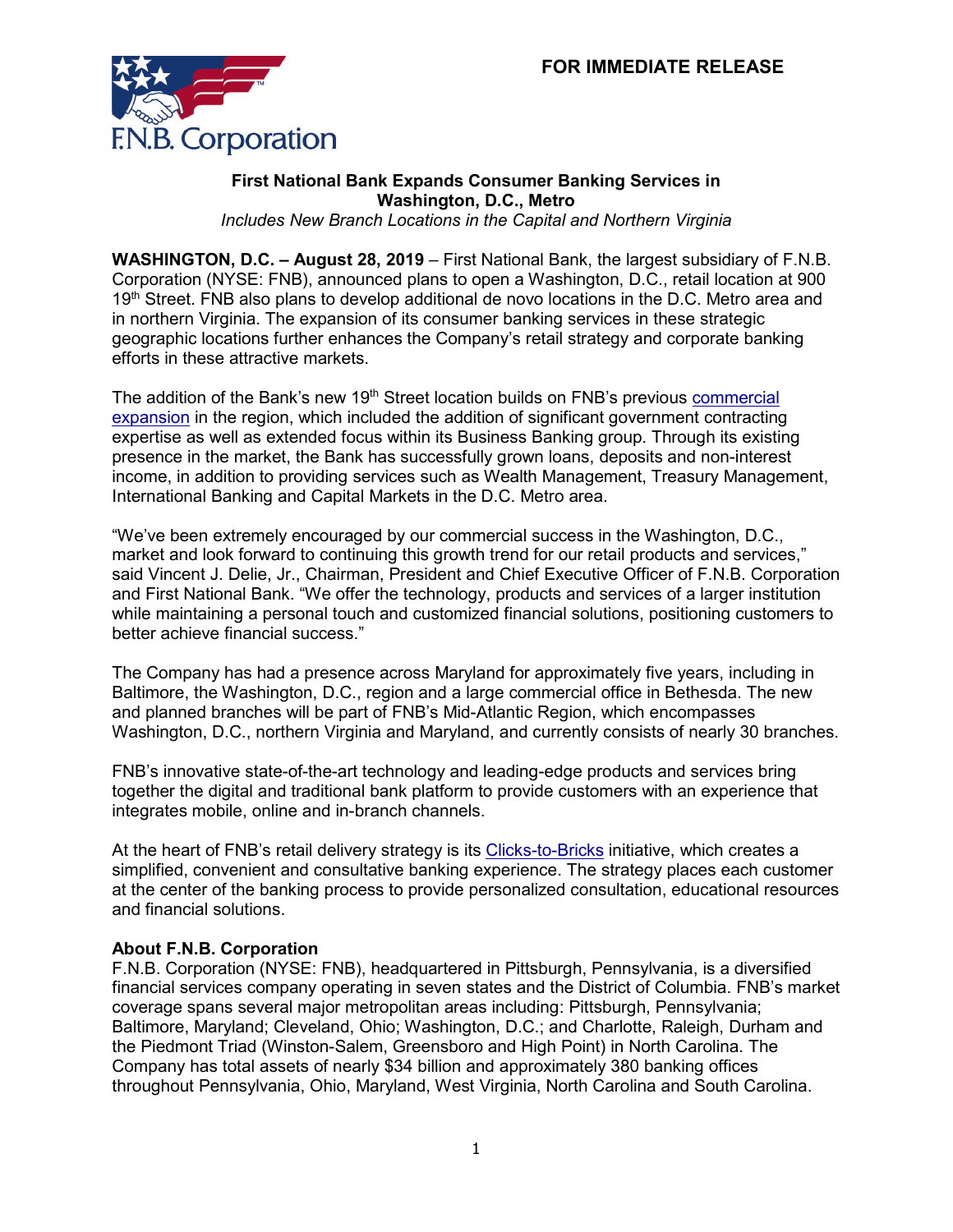F.N.B. Corporation

**FOR IMMEDIATE RELEASE**

**First National Bank Expands Consumer Banking Services in Washington, D.C., Metro**

*Includes New Branch Locations in the Capital and Northern Virginia*

**WASHINGTON, D.C. – August 28, 2019** – First National Bank, the largest subsidiary of F.N.B. Corporation (NYSE: FNB), announced plans to open a Washington, D.C., retail location at 900 19th Street. FNB also plans to develop additional de novo locations in the D.C. Metro area and in northern Virginia. The expansion of its consumer banking services in these strategic geographic locations further enhances the Company's retail strategy and corporate banking efforts in these attractive markets.

The addition of the Bank's new 19th Street location builds on FNB's previous commercial expansion in the region, which included the addition of significant government contracting expertise as well as extended focus within its Business Banking group. Through its existing presence in the market, the Bank has successfully grown loans, deposits and non-interest income, in addition to providing services such as Wealth Management, Treasury Management, International Banking and Capital Markets in the D.C. Metro area.

"We've been extremely encouraged by our commercial success in the Washington, D.C., market and look forward to continuing this growth trend for our retail products and services," said Vincent J. Delie, Jr., Chairman, President and Chief Executive Officer of F.N.B. Corporation and First National Bank. "We offer the technology, products and services of a larger institution while maintaining a personal touch and customized financial solutions, positioning customers to better achieve financial success."

The Company has had a presence across Maryland for approximately five years, including in Baltimore, the Washington, D.C., region and a large commercial office in Bethesda. The new and planned branches will be part of FNB's Mid-Atlantic Region, which encompasses Washington, D.C., northern Virginia and Maryland, and currently consists of nearly 30 branches.

FNB's innovative state-of-the-art technology and leading-edge products and services bring together the digital and traditional bank platform to provide customers with an experience that integrates mobile, online and in-branch channels.

At the heart of FNB's retail delivery strategy is its Clicks-to-Bricks initiative, which creates a simplified, convenient and consultative banking experience. The strategy places each customer at the center of the banking process to provide personalized consultation, educational resources and financial solutions.

**About F.N.B. Corporation**

F.N.B. Corporation (NYSE: FNB), headquartered in Pittsburgh, Pennsylvania, is a diversified financial services company operating in seven states and the District of Columbia. FNB's market coverage spans several major metropolitan areas including: Pittsburgh, Pennsylvania; Baltimore, Maryland; Cleveland, Ohio; Washington, D.C.; and Charlotte, Raleigh, Durham and the Piedmont Triad (Winston-Salem, Greensboro and High Point) in North Carolina. The Company has total assets of nearly $34 billion and approximately 380 banking offices throughout Pennsylvania, Ohio, Maryland, West Virginia, North Carolina and South Carolina.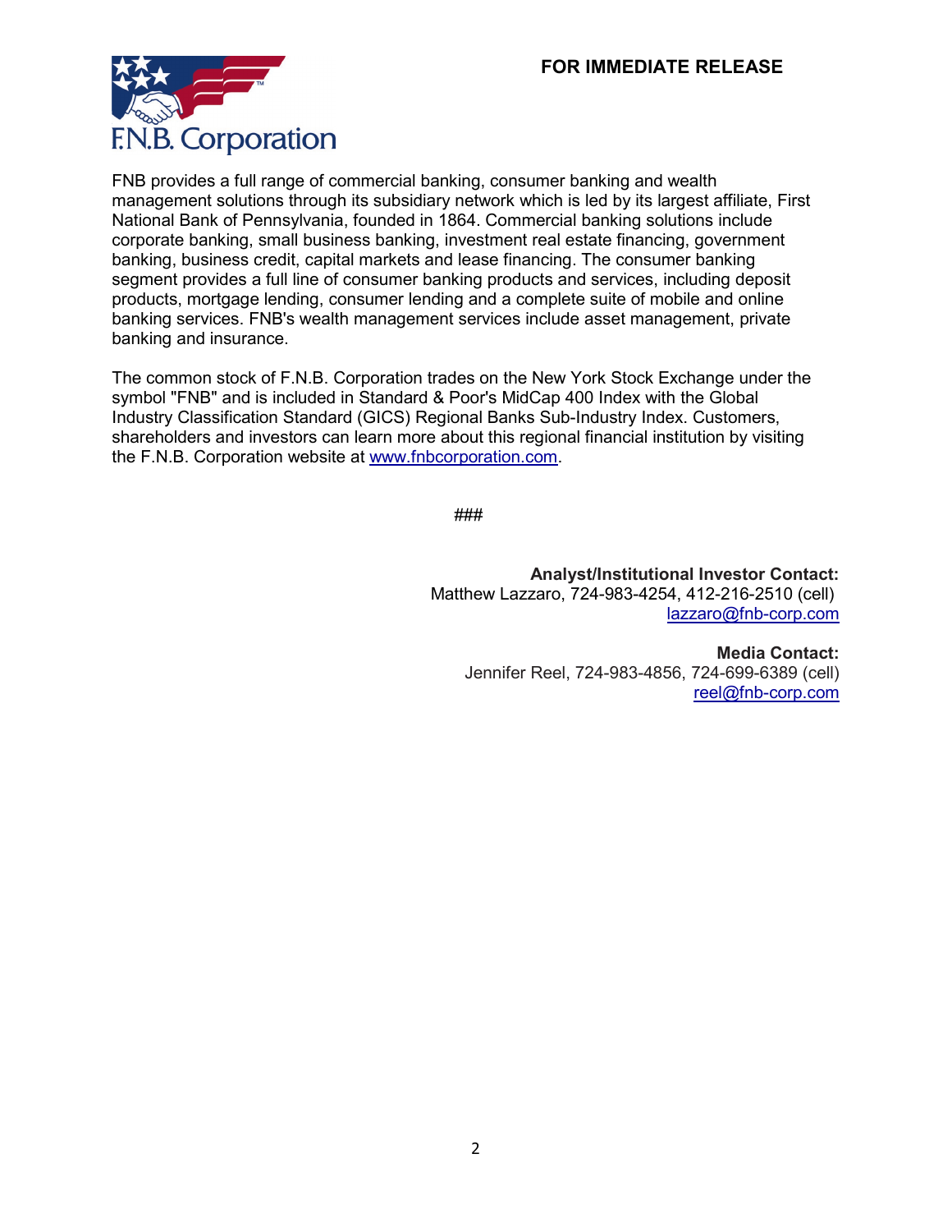**FOR IMMEDIATE RELEASE**

F.N.B. Corporation

FNB provides a full range of commercial banking, consumer banking and wealth management solutions through its subsidiary network which is led by its largest affiliate, First National Bank of Pennsylvania, founded in 1864. Commercial banking solutions include corporate banking, small business banking, investment real estate financing, government banking, business credit, capital markets and lease financing. The consumer banking segment provides a full line of consumer banking products and services, including deposit products, mortgage lending, consumer lending and a complete suite of mobile and online banking services. FNB's wealth management services include asset management, private banking and insurance.

The common stock of F.N.B. Corporation trades on the New York Stock Exchange under the symbol "FNB" and is included in Standard & Poor's MidCap 400 Index with the Global Industry Classification Standard (GICS) Regional Banks Sub-Industry Index. Customers, shareholders and investors can learn more about this regional financial institution by visiting the F.N.B. Corporation website at www.fnbcorporation.com.

###

**Analyst/Institutional Investor Contact:**
Matthew Lazzaro, 724-983-4254, 412-216-2510 (cell)
lazzaro@fnb-corp.com

**Media Contact:**
Jennifer Reel, 724-983-4856, 724-699-6389 (cell)
reel@fnb-corp.com